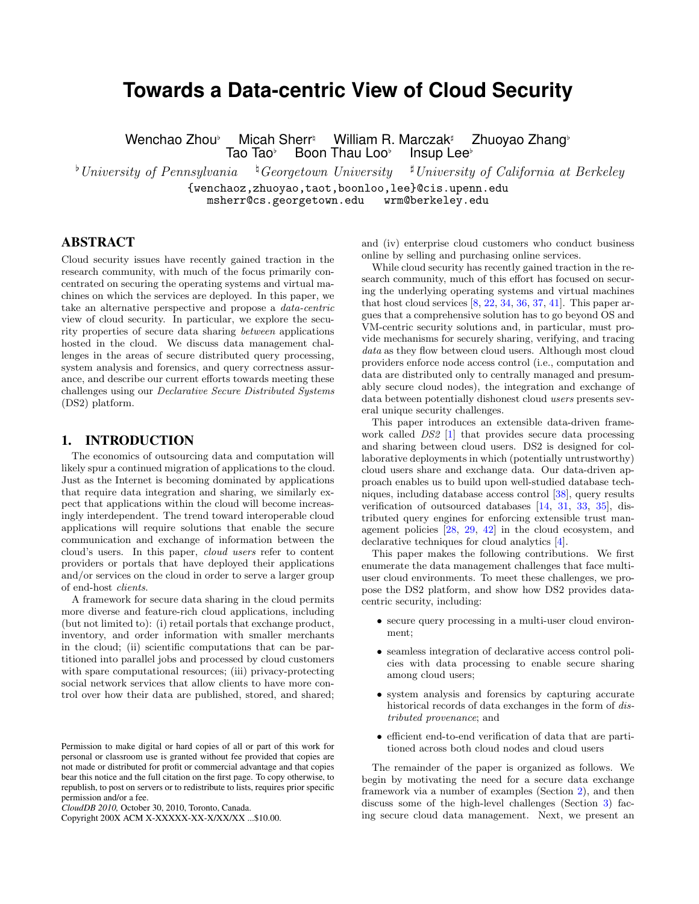# Towards a Data-centric View of Cloud Security

Wenchao Zhou[♭] Micah Sherr[♮] William R. Marczak[♯] Zhuoyao Zhang[♭]
Tao Tao[♭] Boon Thau Loo[♭] Insup Lee[♭]

[♭] *University of Pennsylvania* [♮] *Georgetown University* [♯] *University of California at Berkeley*

{wenchaoz,zhuoyao,taot,boonloo,lee}@cis.upenn.edu
msherr@cs.georgetown.edu wrm@berkeley.edu

## ABSTRACT

Cloud security issues have recently gained traction in the research community, with much of the focus primarily concentrated on securing the operating systems and virtual machines on which the services are deployed. In this paper, we take an alternative perspective and propose a *data-centric* view of cloud security. In particular, we explore the security properties of secure data sharing *between* applications hosted in the cloud. We discuss data management challenges in the areas of secure distributed query processing, system analysis and forensics, and query correctness assurance, and describe our current efforts towards meeting these challenges using our *Declarative Secure Distributed Systems* (DS2) platform.

## 1. INTRODUCTION

The economics of outsourcing data and computation will likely spur a continued migration of applications to the cloud. Just as the Internet is becoming dominated by applications that require data integration and sharing, we similarly expect that applications within the cloud will become increasingly interdependent. The trend toward interoperable cloud applications will require solutions that enable the secure communication and exchange of information between the cloud's users. In this paper, *cloud users* refer to content providers or portals that have deployed their applications and/or services on the cloud in order to serve a larger group of end-host *clients*.

A framework for secure data sharing in the cloud permits more diverse and feature-rich cloud applications, including (but not limited to): (i) retail portals that exchange product, inventory, and order information with smaller merchants in the cloud; (ii) scientific computations that can be partitioned into parallel jobs and processed by cloud customers with spare computational resources; (iii) privacy-protecting social network services that allow clients to have more control over how their data are published, stored, and shared; and (iv) enterprise cloud customers who conduct business online by selling and purchasing online services.

While cloud security has recently gained traction in the research community, much of this effort has focused on securing the underlying operating systems and virtual machines that host cloud services [8, 22, 34, 36, 37, 41]. This paper argues that a comprehensive solution has to go beyond OS and VM-centric security solutions and, in particular, must provide mechanisms for securely sharing, verifying, and tracing *data* as they flow between cloud users. Although most cloud providers enforce node access control (i.e., computation and data are distributed only to centrally managed and presumably secure cloud nodes), the integration and exchange of data between potentially dishonest cloud *users* presents several unique security challenges.

This paper introduces an extensible data-driven framework called *DS2* [1] that provides secure data processing and sharing between cloud users. DS2 is designed for collaborative deployments in which (potentially untrustworthy) cloud users share and exchange data. Our data-driven approach enables us to build upon well-studied database techniques, including database access control [38], query results verification of outsourced databases [14, 31, 33, 35], distributed query engines for enforcing extensible trust management policies [28, 29, 42] in the cloud ecosystem, and declarative techniques for cloud analytics [4].

This paper makes the following contributions. We first enumerate the data management challenges that face multiuser cloud environments. To meet these challenges, we propose the DS2 platform, and show how DS2 provides data-centric security, including:

- secure query processing in a multi-user cloud environment;
- seamless integration of declarative access control policies with data processing to enable secure sharing among cloud users;
- system analysis and forensics by capturing accurate historical records of data exchanges in the form of *distributed provenance*; and
- efficient end-to-end verification of data that are partitioned across both cloud nodes and cloud users

The remainder of the paper is organized as follows. We begin by motivating the need for a secure data exchange framework via a number of examples (Section 2), and then discuss some of the high-level challenges (Section 3) facing secure cloud data management. Next, we present an

Permission to make digital or hard copies of all or part of this work for personal or classroom use is granted without fee provided that copies are not made or distributed for profit or commercial advantage and that copies bear this notice and the full citation on the first page. To copy otherwise, to republish, to post on servers or to redistribute to lists, requires prior specific permission and/or a fee.
*CloudDB 2010,* October 30, 2010, Toronto, Canada.
Copyright 200X ACM X-XXXXX-XX-X/XX/XX ...$10.00.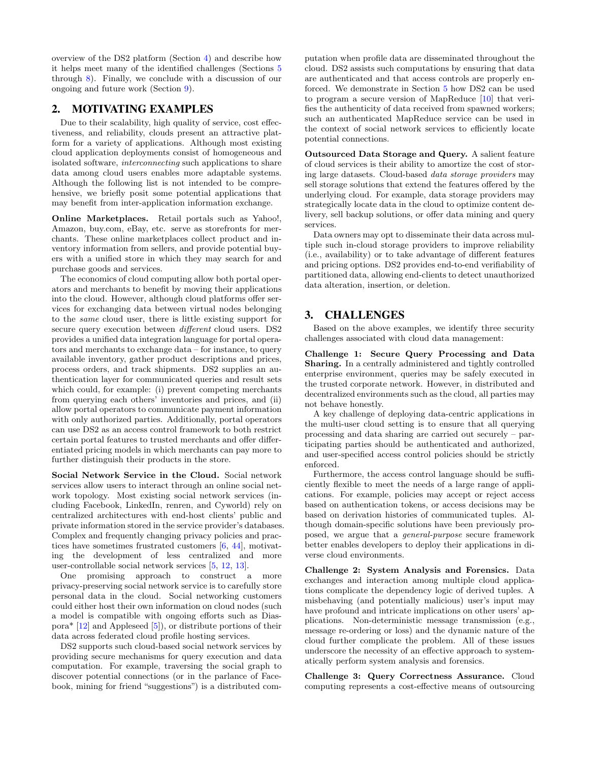overview of the DS2 platform (Section 4) and describe how it helps meet many of the identified challenges (Sections 5 through 8). Finally, we conclude with a discussion of our ongoing and future work (Section 9).

## 2. MOTIVATING EXAMPLES

Due to their scalability, high quality of service, cost effectiveness, and reliability, clouds present an attractive platform for a variety of applications. Although most existing cloud application deployments consist of homogeneous and isolated software, *interconnecting* such applications to share data among cloud users enables more adaptable systems. Although the following list is not intended to be comprehensive, we briefly posit some potential applications that may benefit from inter-application information exchange.

**Online Marketplaces.** Retail portals such as Yahoo!, Amazon, buy.com, eBay, etc. serve as storefronts for merchants. These online marketplaces collect product and inventory information from sellers, and provide potential buyers with a unified store in which they may search for and purchase goods and services.

The economics of cloud computing allow both portal operators and merchants to benefit by moving their applications into the cloud. However, although cloud platforms offer services for exchanging data between virtual nodes belonging to the *same* cloud user, there is little existing support for secure query execution between *different* cloud users. DS2 provides a unified data integration language for portal operators and merchants to exchange data – for instance, to query available inventory, gather product descriptions and prices, process orders, and track shipments. DS2 supplies an authentication layer for communicated queries and result sets which could, for example: (i) prevent competing merchants from querying each others' inventories and prices, and (ii) allow portal operators to communicate payment information with only authorized parties. Additionally, portal operators can use DS2 as an access control framework to both restrict certain portal features to trusted merchants and offer differentiated pricing models in which merchants can pay more to further distinguish their products in the store.

**Social Network Service in the Cloud.** Social network services allow users to interact through an online social network topology. Most existing social network services (including Facebook, LinkedIn, renren, and Cyworld) rely on centralized architectures with end-host clients' public and private information stored in the service provider's databases. Complex and frequently changing privacy policies and practices have sometimes frustrated customers [6, 44], motivating the development of less centralized and more user-controllable social network services [5, 12, 13].

One promising approach to construct a more privacy-preserving social network service is to carefully store personal data in the cloud. Social networking customers could either host their own information on cloud nodes (such a model is compatible with ongoing efforts such as Diaspora* [12] and Appleseed [5]), or distribute portions of their data across federated cloud profile hosting services.

DS2 supports such cloud-based social network services by providing secure mechanisms for query execution and data computation. For example, traversing the social graph to discover potential connections (or in the parlance of Facebook, mining for friend "suggestions") is a distributed computation when profile data are disseminated throughout the cloud. DS2 assists such computations by ensuring that data are authenticated and that access controls are properly enforced. We demonstrate in Section 5 how DS2 can be used to program a secure version of MapReduce [10] that verifies the authenticity of data received from spawned workers; such an authenticated MapReduce service can be used in the context of social network services to efficiently locate potential connections.

**Outsourced Data Storage and Query.** A salient feature of cloud services is their ability to amortize the cost of storing large datasets. Cloud-based *data storage providers* may sell storage solutions that extend the features offered by the underlying cloud. For example, data storage providers may strategically locate data in the cloud to optimize content delivery, sell backup solutions, or offer data mining and query services.

Data owners may opt to disseminate their data across multiple such in-cloud storage providers to improve reliability (i.e., availability) or to take advantage of different features and pricing options. DS2 provides end-to-end verifiability of partitioned data, allowing end-clients to detect unauthorized data alteration, insertion, or deletion.

## 3. CHALLENGES

Based on the above examples, we identify three security challenges associated with cloud data management:

**Challenge 1: Secure Query Processing and Data Sharing.** In a centrally administered and tightly controlled enterprise environment, queries may be safely executed in the trusted corporate network. However, in distributed and decentralized environments such as the cloud, all parties may not behave honestly.

A key challenge of deploying data-centric applications in the multi-user cloud setting is to ensure that all querying processing and data sharing are carried out securely – participating parties should be authenticated and authorized, and user-specified access control policies should be strictly enforced.

Furthermore, the access control language should be sufficiently flexible to meet the needs of a large range of applications. For example, policies may accept or reject access based on authentication tokens, or access decisions may be based on derivation histories of communicated tuples. Although domain-specific solutions have been previously proposed, we argue that a *general-purpose* secure framework better enables developers to deploy their applications in diverse cloud environments.

**Challenge 2: System Analysis and Forensics.** Data exchanges and interaction among multiple cloud applications complicate the dependency logic of derived tuples. A misbehaving (and potentially malicious) user's input may have profound and intricate implications on other users' applications. Non-deterministic message transmission (e.g., message re-ordering or loss) and the dynamic nature of the cloud further complicate the problem. All of these issues underscore the necessity of an effective approach to systematically perform system analysis and forensics.

**Challenge 3: Query Correctness Assurance.** Cloud computing represents a cost-effective means of outsourcing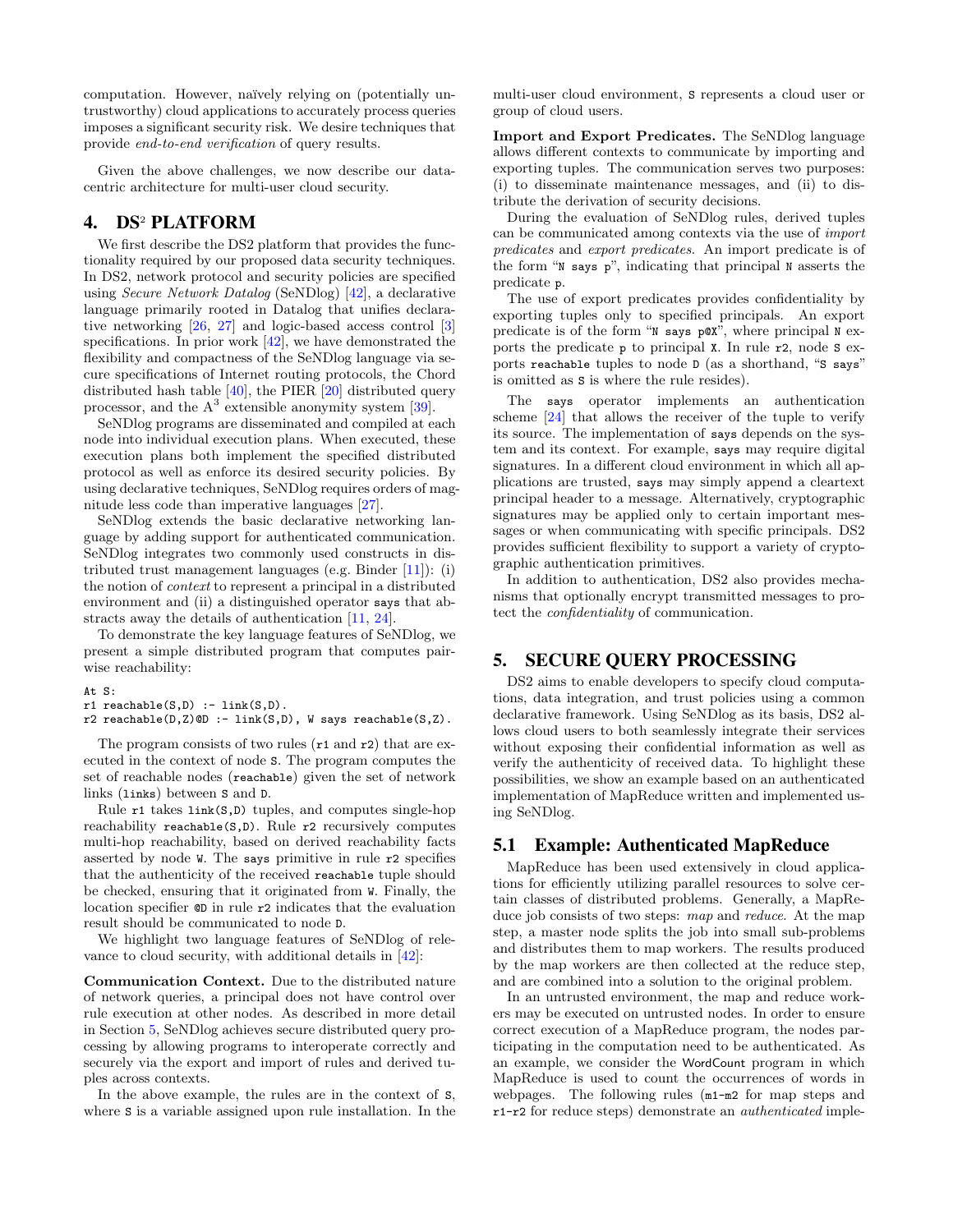computation. However, naïvely relying on (potentially untrustworthy) cloud applications to accurately process queries imposes a significant security risk. We desire techniques that provide *end-to-end verification* of query results.

Given the above challenges, we now describe our data-centric architecture for multi-user cloud security.

# 4. DS² PLATFORM

We first describe the DS2 platform that provides the functionality required by our proposed data security techniques. In DS2, network protocol and security policies are specified using *Secure Network Datalog* (SeNDlog) [42], a declarative language primarily rooted in Datalog that unifies declarative networking [26, 27] and logic-based access control [3] specifications. In prior work [42], we have demonstrated the flexibility and compactness of the SeNDlog language via secure specifications of Internet routing protocols, the Chord distributed hash table [40], the PIER [20] distributed query processor, and the A$^3$ extensible anonymity system [39].

SeNDlog programs are disseminated and compiled at each node into individual execution plans. When executed, these execution plans both implement the specified distributed protocol as well as enforce its desired security policies. By using declarative techniques, SeNDlog requires orders of magnitude less code than imperative languages [27].

SeNDlog extends the basic declarative networking language by adding support for authenticated communication. SeNDlog integrates two commonly used constructs in distributed trust management languages (e.g. Binder [11]): (i) the notion of *context* to represent a principal in a distributed environment and (ii) a distinguished operator `says` that abstracts away the details of authentication [11, 24].

To demonstrate the key language features of SeNDlog, we present a simple distributed program that computes pairwise reachability:

```
At S:
r1 reachable(S,D) :- link(S,D).
r2 reachable(D,Z)@D :- link(S,D), W says reachable(S,Z).
```

The program consists of two rules (`r1` and `r2`) that are executed in the context of node `S`. The program computes the set of reachable nodes (`reachable`) given the set of network links (`links`) between `S` and `D`.

Rule `r1` takes `link(S,D)` tuples, and computes single-hop reachability `reachable(S,D)`. Rule `r2` recursively computes multi-hop reachability, based on derived reachability facts asserted by node `W`. The `says` primitive in rule `r2` specifies that the authenticity of the received `reachable` tuple should be checked, ensuring that it originated from `W`. Finally, the location specifier `@D` in rule `r2` indicates that the evaluation result should be communicated to node `D`.

We highlight two language features of SeNDlog of relevance to cloud security, with additional details in [42]:

**Communication Context.** Due to the distributed nature of network queries, a principal does not have control over rule execution at other nodes. As described in more detail in Section 5, SeNDlog achieves secure distributed query processing by allowing programs to interoperate correctly and securely via the export and import of rules and derived tuples across contexts.

In the above example, the rules are in the context of `S`, where `S` is a variable assigned upon rule installation. In the multi-user cloud environment, `S` represents a cloud user or group of cloud users.

**Import and Export Predicates.** The SeNDlog language allows different contexts to communicate by importing and exporting tuples. The communication serves two purposes: (i) to disseminate maintenance messages, and (ii) to distribute the derivation of security decisions.

During the evaluation of SeNDlog rules, derived tuples can be communicated among contexts via the use of *import predicates* and *export predicates*. An import predicate is of the form "`N says p`", indicating that principal `N` asserts the predicate `p`.

The use of export predicates provides confidentiality by exporting tuples only to specified principals. An export predicate is of the form "`N says p@X`", where principal `N` exports the predicate `p` to principal `X`. In rule `r2`, node `S` exports `reachable` tuples to node `D` (as a shorthand, "`S says`" is omitted as `S` is where the rule resides).

The `says` operator implements an authentication scheme [24] that allows the receiver of the tuple to verify its source. The implementation of `says` depends on the system and its context. For example, `says` may require digital signatures. In a different cloud environment in which all applications are trusted, `says` may simply append a cleartext principal header to a message. Alternatively, cryptographic signatures may be applied only to certain important messages or when communicating with specific principals. DS2 provides sufficient flexibility to support a variety of cryptographic authentication primitives.

In addition to authentication, DS2 also provides mechanisms that optionally encrypt transmitted messages to protect the *confidentiality* of communication.

# 5. SECURE QUERY PROCESSING

DS2 aims to enable developers to specify cloud computations, data integration, and trust policies using a common declarative framework. Using SeNDlog as its basis, DS2 allows cloud users to both seamlessly integrate their services without exposing their confidential information as well as verify the authenticity of received data. To highlight these possibilities, we show an example based on an authenticated implementation of MapReduce written and implemented using SeNDlog.

## 5.1 Example: Authenticated MapReduce

MapReduce has been used extensively in cloud applications for efficiently utilizing parallel resources to solve certain classes of distributed problems. Generally, a MapReduce job consists of two steps: *map* and *reduce*. At the map step, a master node splits the job into small sub-problems and distributes them to map workers. The results produced by the map workers are then collected at the reduce step, and are combined into a solution to the original problem.

In an untrusted environment, the map and reduce workers may be executed on untrusted nodes. In order to ensure correct execution of a MapReduce program, the nodes participating in the computation need to be authenticated. As an example, we consider the WordCount program in which MapReduce is used to count the occurrences of words in webpages. The following rules (`m1`-`m2` for map steps and `r1`-`r2` for reduce steps) demonstrate an *authenticated* imple-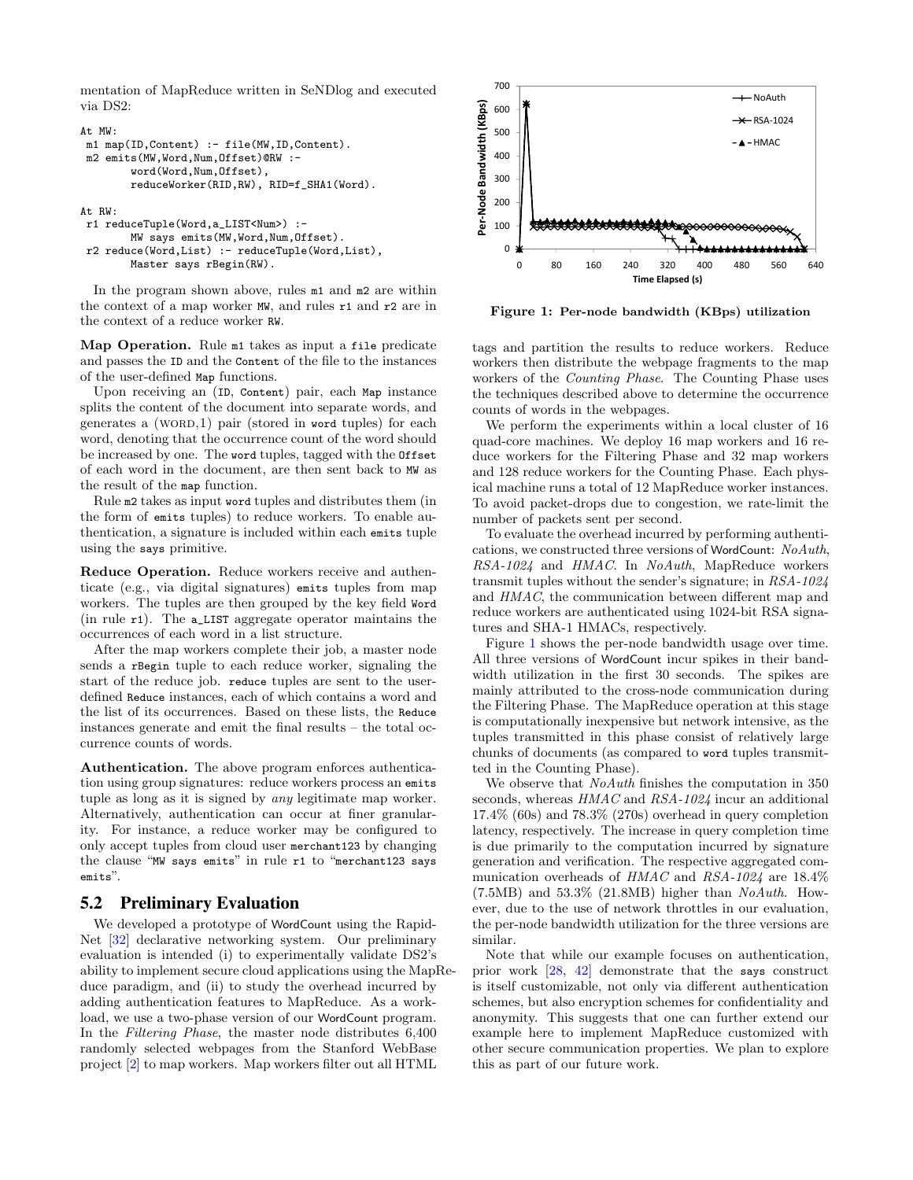mentation of MapReduce written in SeNDlog and executed via DS2:

```
At MW:
 m1 map(ID,Content) :- file(MW,ID,Content).
 m2 emits(MW,Word,Num,Offset)@RW :-
        word(Word,Num,Offset),
        reduceWorker(RID,RW), RID=f_SHA1(Word).

At RW:
 r1 reduceTuple(Word,a_LIST<Num>) :-
        MW says emits(MW,Word,Num,Offset).
 r2 reduce(Word,List) :- reduceTuple(Word,List),
        Master says rBegin(RW).
```

In the program shown above, rules `m1` and `m2` are within the context of a map worker `MW`, and rules `r1` and `r2` are in the context of a reduce worker `RW`.

**Map Operation.** Rule `m1` takes as input a `file` predicate and passes the `ID` and the `Content` of the file to the instances of the user-defined `Map` functions.

Upon receiving an (`ID`, `Content`) pair, each `Map` instance splits the content of the document into separate words, and generates a (WORD,1) pair (stored in `word` tuples) for each word, denoting that the occurrence count of the word should be increased by one. The `word` tuples, tagged with the `Offset` of each word in the document, are then sent back to `MW` as the result of the `map` function.

Rule `m2` takes as input `word` tuples and distributes them (in the form of `emits` tuples) to reduce workers. To enable authentication, a signature is included within each `emits` tuple using the `says` primitive.

**Reduce Operation.** Reduce workers receive and authenticate (e.g., via digital signatures) `emits` tuples from map workers. The tuples are then grouped by the key field `Word` (in rule `r1`). The `a_LIST` aggregate operator maintains the occurrences of each word in a list structure.

After the map workers complete their job, a master node sends a `rBegin` tuple to each reduce worker, signaling the start of the reduce job. `reduce` tuples are sent to the user-defined `Reduce` instances, each of which contains a word and the list of its occurrences. Based on these lists, the `Reduce` instances generate and emit the final results – the total occurrence counts of words.

**Authentication.** The above program enforces authentication using group signatures: reduce workers process an `emits` tuple as long as it is signed by *any* legitimate map worker. Alternatively, authentication can occur at finer granularity. For instance, a reduce worker may be configured to only accept tuples from cloud user `merchant123` by changing the clause "`MW says emits`" in rule `r1` to "`merchant123 says emits`".

## 5.2 Preliminary Evaluation

We developed a prototype of WordCount using the RapidNet [32] declarative networking system. Our preliminary evaluation is intended (i) to experimentally validate DS2's ability to implement secure cloud applications using the MapReduce paradigm, and (ii) to study the overhead incurred by adding authentication features to MapReduce. As a workload, we use a two-phase version of our WordCount program. In the *Filtering Phase*, the master node distributes 6,400 randomly selected webpages from the Stanford WebBase project [2] to map workers. Map workers filter out all HTML tags and partition the results to reduce workers. Reduce workers then distribute the webpage fragments to the map workers of the *Counting Phase*. The Counting Phase uses the techniques described above to determine the occurrence counts of words in the webpages.

We perform the experiments within a local cluster of 16 quad-core machines. We deploy 16 map workers and 16 reduce workers for the Filtering Phase and 32 map workers and 128 reduce workers for the Counting Phase. Each physical machine runs a total of 12 MapReduce worker instances. To avoid packet-drops due to congestion, we rate-limit the number of packets sent per second.

To evaluate the overhead incurred by performing authentications, we constructed three versions of WordCount: *NoAuth*, *RSA-1024* and *HMAC*. In *NoAuth*, MapReduce workers transmit tuples without the sender's signature; in *RSA-1024* and *HMAC*, the communication between different map and reduce workers are authenticated using 1024-bit RSA signatures and SHA-1 HMACs, respectively.

Figure 1: Per-node bandwidth (KBps) utilization

Figure 1 shows the per-node bandwidth usage over time. All three versions of WordCount incur spikes in their bandwidth utilization in the first 30 seconds. The spikes are mainly attributed to the cross-node communication during the Filtering Phase. The MapReduce operation at this stage is computationally inexpensive but network intensive, as the tuples transmitted in this phase consist of relatively large chunks of documents (as compared to `word` tuples transmitted in the Counting Phase).

We observe that *NoAuth* finishes the computation in 350 seconds, whereas *HMAC* and *RSA-1024* incur an additional 17.4% (60s) and 78.3% (270s) overhead in query completion latency, respectively. The increase in query completion time is due primarily to the computation incurred by signature generation and verification. The respective aggregated communication overheads of *HMAC* and *RSA-1024* are 18.4% (7.5MB) and 53.3% (21.8MB) higher than *NoAuth*. However, due to the use of network throttles in our evaluation, the per-node bandwidth utilization for the three versions are similar.

Note that while our example focuses on authentication, prior work [28, 42] demonstrate that the `says` construct is itself customizable, not only via different authentication schemes, but also encryption schemes for confidentiality and anonymity. This suggests that one can further extend our example here to implement MapReduce customized with other secure communication properties. We plan to explore this as part of our future work.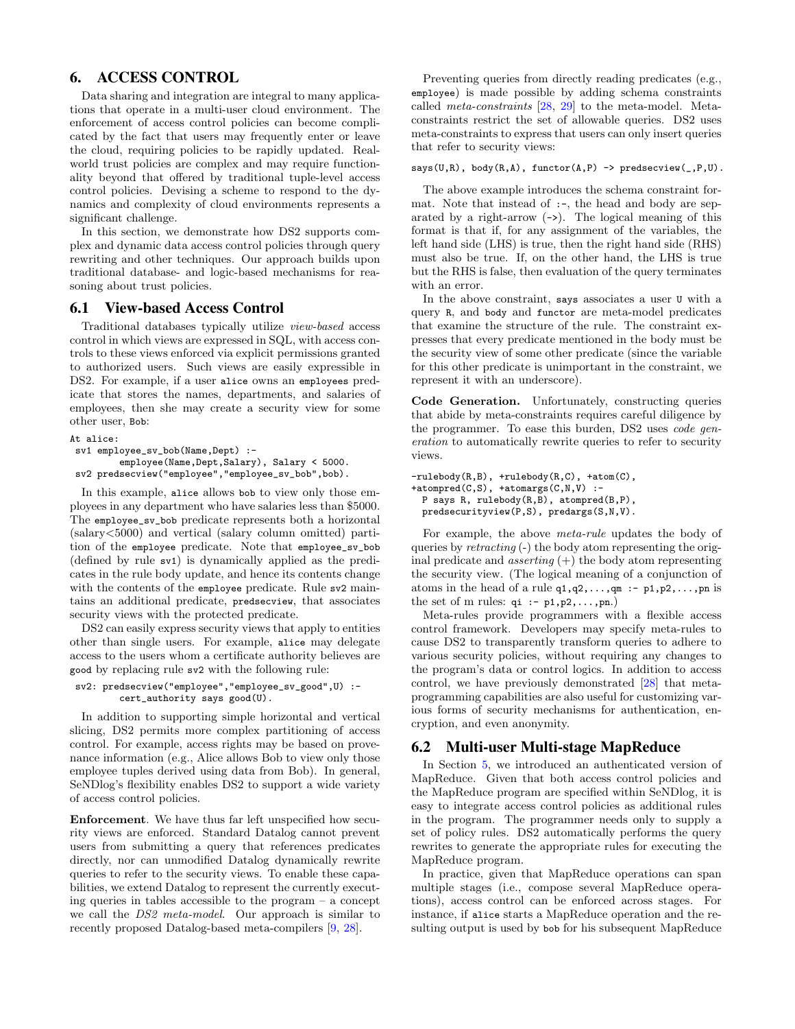## 6. ACCESS CONTROL

Data sharing and integration are integral to many applications that operate in a multi-user cloud environment. The enforcement of access control policies can become complicated by the fact that users may frequently enter or leave the cloud, requiring policies to be rapidly updated. Real-world trust policies are complex and may require functionality beyond that offered by traditional tuple-level access control policies. Devising a scheme to respond to the dynamics and complexity of cloud environments represents a significant challenge.

In this section, we demonstrate how DS2 supports complex and dynamic data access control policies through query rewriting and other techniques. Our approach builds upon traditional database- and logic-based mechanisms for reasoning about trust policies.

### 6.1 View-based Access Control

Traditional databases typically utilize *view-based* access control in which views are expressed in SQL, with access controls to these views enforced via explicit permissions granted to authorized users. Such views are easily expressible in DS2. For example, if a user alice owns an employees predicate that stores the names, departments, and salaries of employees, then she may create a security view for some other user, Bob:

```
At alice:
 sv1 employee_sv_bob(Name,Dept) :-
        employee(Name,Dept,Salary), Salary < 5000.
 sv2 predsecview("employee","employee_sv_bob",bob).
```

In this example, alice allows bob to view only those employees in any department who have salaries less than \$5000. The employee_sv_bob predicate represents both a horizontal (salary<5000) and vertical (salary column omitted) partition of the employee predicate. Note that employee_sv_bob (defined by rule sv1) is dynamically applied as the predicates in the rule body update, and hence its contents change with the contents of the employee predicate. Rule sv2 maintains an additional predicate, predsecview, that associates security views with the protected predicate.

DS2 can easily express security views that apply to entities other than single users. For example, alice may delegate access to the users whom a certificate authority believes are good by replacing rule sv2 with the following rule:

```
sv2: predsecview("employee","employee_sv_good",U) :-
        cert_authority says good(U).
```

In addition to supporting simple horizontal and vertical slicing, DS2 permits more complex partitioning of access control. For example, access rights may be based on provenance information (e.g., Alice allows Bob to view only those employee tuples derived using data from Bob). In general, SeNDlog's flexibility enables DS2 to support a wide variety of access control policies.

**Enforcement**. We have thus far left unspecified how security views are enforced. Standard Datalog cannot prevent users from submitting a query that references predicates directly, nor can unmodified Datalog dynamically rewrite queries to refer to the security views. To enable these capabilities, we extend Datalog to represent the currently executing queries in tables accessible to the program – a concept we call the *DS2 meta-model*. Our approach is similar to recently proposed Datalog-based meta-compilers [9, 28].

Preventing queries from directly reading predicates (e.g., employee) is made possible by adding schema constraints called *meta-constraints* [28, 29] to the meta-model. Meta-constraints restrict the set of allowable queries. DS2 uses meta-constraints to express that users can only insert queries that refer to security views:

```
says(U,R), body(R,A), functor(A,P) -> predsecview(_,P,U).
```

The above example introduces the schema constraint format. Note that instead of :-, the head and body are separated by a right-arrow (->). The logical meaning of this format is that if, for any assignment of the variables, the left hand side (LHS) is true, then the right hand side (RHS) must also be true. If, on the other hand, the LHS is true but the RHS is false, then evaluation of the query terminates with an error.

In the above constraint, says associates a user U with a query R, and body and functor are meta-model predicates that examine the structure of the rule. The constraint expresses that every predicate mentioned in the body must be the security view of some other predicate (since the variable for this other predicate is unimportant in the constraint, we represent it with an underscore).

**Code Generation.** Unfortunately, constructing queries that abide by meta-constraints requires careful diligence by the programmer. To ease this burden, DS2 uses *code generation* to automatically rewrite queries to refer to security views.

```
-rulebody(R,B), +rulebody(R,C), +atom(C),
+atompred(C,S), +atomargs(C,N,V) :-
  P says R, rulebody(R,B), atompred(B,P),
  predsecurityview(P,S), predargs(S,N,V).
```

For example, the above *meta-rule* updates the body of queries by *retracting* (-) the body atom representing the original predicate and *asserting* (+) the body atom representing the security view. (The logical meaning of a conjunction of atoms in the head of a rule q1,q2,...,qm :- p1,p2,...,pn is the set of m rules: qi :- p1,p2,...,pn.)

Meta-rules provide programmers with a flexible access control framework. Developers may specify meta-rules to cause DS2 to transparently transform queries to adhere to various security policies, without requiring any changes to the program's data or control logics. In addition to access control, we have previously demonstrated [28] that meta-programming capabilities are also useful for customizing various forms of security mechanisms for authentication, encryption, and even anonymity.

### 6.2 Multi-user Multi-stage MapReduce

In Section 5, we introduced an authenticated version of MapReduce. Given that both access control policies and the MapReduce program are specified within SeNDlog, it is easy to integrate access control policies as additional rules in the program. The programmer needs only to supply a set of policy rules. DS2 automatically performs the query rewrites to generate the appropriate rules for executing the MapReduce program.

In practice, given that MapReduce operations can span multiple stages (i.e., compose several MapReduce operations), access control can be enforced across stages. For instance, if alice starts a MapReduce operation and the resulting output is used by bob for his subsequent MapReduce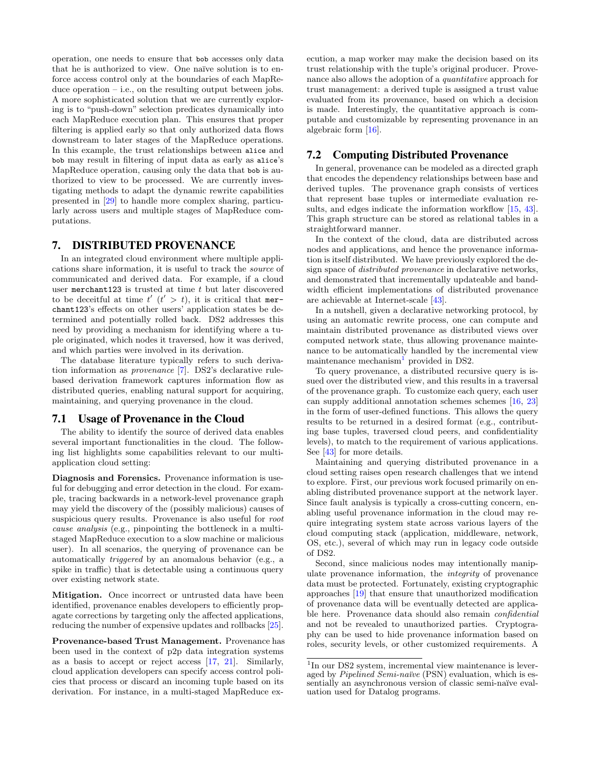operation, one needs to ensure that bob accesses only data that he is authorized to view. One naïve solution is to enforce access control only at the boundaries of each MapReduce operation – i.e., on the resulting output between jobs. A more sophisticated solution that we are currently exploring is to "push-down" selection predicates dynamically into each MapReduce execution plan. This ensures that proper filtering is applied early so that only authorized data flows downstream to later stages of the MapReduce operations. In this example, the trust relationships between alice and bob may result in filtering of input data as early as alice's MapReduce operation, causing only the data that bob is authorized to view to be processed. We are currently investigating methods to adapt the dynamic rewrite capabilities presented in [29] to handle more complex sharing, particularly across users and multiple stages of MapReduce computations.

# 7. DISTRIBUTED PROVENANCE

In an integrated cloud environment where multiple applications share information, it is useful to track the *source* of communicated and derived data. For example, if a cloud user merchant123 is trusted at time $t$ but later discovered to be deceitful at time $t'$ ($t' > t$), it is critical that merchant123's effects on other users' application states be determined and potentially rolled back. DS2 addresses this need by providing a mechanism for identifying where a tuple originated, which nodes it traversed, how it was derived, and which parties were involved in its derivation.

The database literature typically refers to such derivation information as *provenance* [7]. DS2's declarative rule-based derivation framework captures information flow as distributed queries, enabling natural support for acquiring, maintaining, and querying provenance in the cloud.

## 7.1 Usage of Provenance in the Cloud

The ability to identify the source of derived data enables several important functionalities in the cloud. The following list highlights some capabilities relevant to our multi-application cloud setting:

**Diagnosis and Forensics.** Provenance information is useful for debugging and error detection in the cloud. For example, tracing backwards in a network-level provenance graph may yield the discovery of the (possibly malicious) causes of suspicious query results. Provenance is also useful for *root cause analysis* (e.g., pinpointing the bottleneck in a multi-staged MapReduce execution to a slow machine or malicious user). In all scenarios, the querying of provenance can be automatically *triggered* by an anomalous behavior (e.g., a spike in traffic) that is detectable using a continuous query over existing network state.

**Mitigation.** Once incorrect or untrusted data have been identified, provenance enables developers to efficiently propagate corrections by targeting only the affected applications, reducing the number of expensive updates and rollbacks [25].

**Provenance-based Trust Management.** Provenance has been used in the context of p2p data integration systems as a basis to accept or reject access [17, 21]. Similarly, cloud application developers can specify access control policies that process or discard an incoming tuple based on its derivation. For instance, in a multi-staged MapReduce execution, a map worker may make the decision based on its trust relationship with the tuple's original producer. Provenance also allows the adoption of a *quantitative* approach for trust management: a derived tuple is assigned a trust value evaluated from its provenance, based on which a decision is made. Interestingly, the quantitative approach is computable and customizable by representing provenance in an algebraic form [16].

## 7.2 Computing Distributed Provenance

In general, provenance can be modeled as a directed graph that encodes the dependency relationships between base and derived tuples. The provenance graph consists of vertices that represent base tuples or intermediate evaluation results, and edges indicate the information workflow [15, 43]. This graph structure can be stored as relational tables in a straightforward manner.

In the context of the cloud, data are distributed across nodes and applications, and hence the provenance information is itself distributed. We have previously explored the design space of *distributed provenance* in declarative networks, and demonstrated that incrementally updateable and bandwidth efficient implementations of distributed provenance are achievable at Internet-scale [43].

In a nutshell, given a declarative networking protocol, by using an automatic rewrite process, one can compute and maintain distributed provenance as distributed views over computed network state, thus allowing provenance maintenance to be automatically handled by the incremental view maintenance mechanism[1] provided in DS2.

To query provenance, a distributed recursive query is issued over the distributed view, and this results in a traversal of the provenance graph. To customize each query, each user can supply additional annotation schemes schemes [16, 23] in the form of user-defined functions. This allows the query results to be returned in a desired format (e.g., contributing base tuples, traversed cloud peers, and confidentiality levels), to match to the requirement of various applications. See [43] for more details.

Maintaining and querying distributed provenance in a cloud setting raises open research challenges that we intend to explore. First, our previous work focused primarily on enabling distributed provenance support at the network layer. Since fault analysis is typically a cross-cutting concern, enabling useful provenance information in the cloud may require integrating system state across various layers of the cloud computing stack (application, middleware, network, OS, etc.), several of which may run in legacy code outside of DS2.

Second, since malicious nodes may intentionally manipulate provenance information, the *integrity* of provenance data must be protected. Fortunately, existing cryptographic approaches [19] that ensure that unauthorized modification of provenance data will be eventually detected are applicable here. Provenance data should also remain *confidential* and not be revealed to unauthorized parties. Cryptography can be used to hide provenance information based on roles, security levels, or other customized requirements. A

[1] In our DS2 system, incremental view maintenance is leveraged by *Pipelined Semi-naïve* (PSN) evaluation, which is essentially an asynchronous version of classic semi-naïve evaluation used for Datalog programs.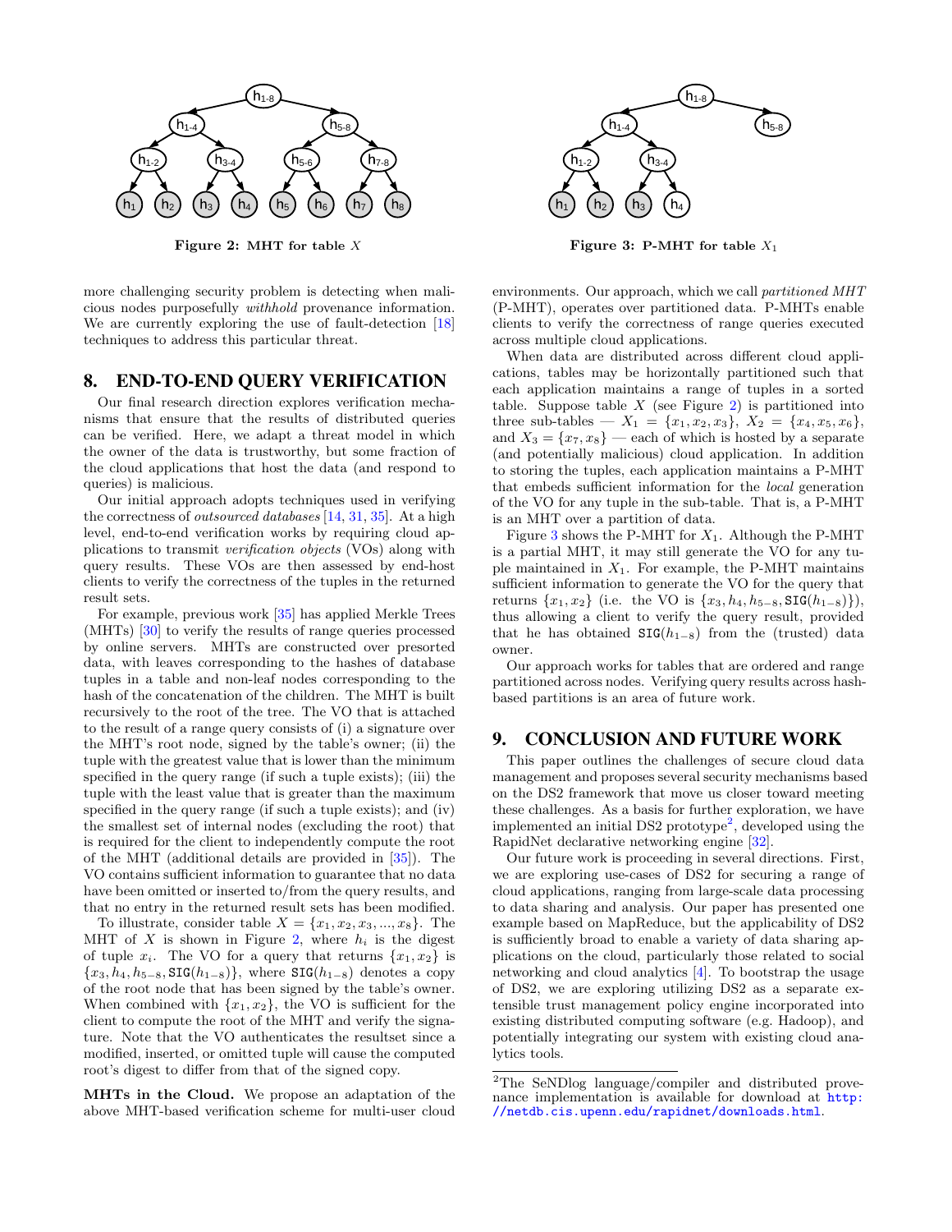Figure 2: MHT for table $X$

Figure 3: P-MHT for table $X_1$

more challenging security problem is detecting when malicious nodes purposefully *withhold* provenance information. We are currently exploring the use of fault-detection [18] techniques to address this particular threat.

## 8. END-TO-END QUERY VERIFICATION

Our final research direction explores verification mechanisms that ensure that the results of distributed queries can be verified. Here, we adapt a threat model in which the owner of the data is trustworthy, but some fraction of the cloud applications that host the data (and respond to queries) is malicious.

Our initial approach adopts techniques used in verifying the correctness of *outsourced databases* [14, 31, 35]. At a high level, end-to-end verification works by requiring cloud applications to transmit *verification objects* (VOs) along with query results. These VOs are then assessed by end-host clients to verify the correctness of the tuples in the returned result sets.

For example, previous work [35] has applied Merkle Trees (MHTs) [30] to verify the results of range queries processed by online servers. MHTs are constructed over presorted data, with leaves corresponding to the hashes of database tuples in a table and non-leaf nodes corresponding to the hash of the concatenation of the children. The MHT is built recursively to the root of the tree. The VO that is attached to the result of a range query consists of (i) a signature over the MHT's root node, signed by the table's owner; (ii) the tuple with the greatest value that is lower than the minimum specified in the query range (if such a tuple exists); (iii) the tuple with the least value that is greater than the maximum specified in the query range (if such a tuple exists); and (iv) the smallest set of internal nodes (excluding the root) that is required for the client to independently compute the root of the MHT (additional details are provided in [35]). The VO contains sufficient information to guarantee that no data have been omitted or inserted to/from the query results, and that no entry in the returned result sets has been modified.

To illustrate, consider table $X = \{x_1, x_2, x_3, ..., x_8\}$. The MHT of $X$ is shown in Figure 2, where $h_i$ is the digest of tuple $x_i$. The VO for a query that returns $\{x_1, x_2\}$ is $\{x_3, h_4, h_{5-8}, \texttt{SIG}(h_{1-8})\}$, where $\texttt{SIG}(h_{1-8})$ denotes a copy of the root node that has been signed by the table's owner. When combined with $\{x_1, x_2\}$, the VO is sufficient for the client to compute the root of the MHT and verify the signature. Note that the VO authenticates the resultset since a modified, inserted, or omitted tuple will cause the computed root's digest to differ from that of the signed copy.

**MHTs in the Cloud.** We propose an adaptation of the above MHT-based verification scheme for multi-user cloud environments. Our approach, which we call *partitioned MHT* (P-MHT), operates over partitioned data. P-MHTs enable clients to verify the correctness of range queries executed across multiple cloud applications.

When data are distributed across different cloud applications, tables may be horizontally partitioned such that each application maintains a range of tuples in a sorted table. Suppose table $X$ (see Figure 2) is partitioned into three sub-tables — $X_1 = \{x_1, x_2, x_3\}$, $X_2 = \{x_4, x_5, x_6\}$, and $X_3 = \{x_7, x_8\}$ — each of which is hosted by a separate (and potentially malicious) cloud application. In addition to storing the tuples, each application maintains a P-MHT that embeds sufficient information for the *local* generation of the VO for any tuple in the sub-table. That is, a P-MHT is an MHT over a partition of data.

Figure 3 shows the P-MHT for $X_1$. Although the P-MHT is a partial MHT, it may still generate the VO for any tuple maintained in $X_1$. For example, the P-MHT maintains sufficient information to generate the VO for the query that returns $\{x_1, x_2\}$ (i.e. the VO is $\{x_3, h_4, h_{5-8}, \texttt{SIG}(h_{1-8})\}$), thus allowing a client to verify the query result, provided that he has obtained $\texttt{SIG}(h_{1-8})$ from the (trusted) data owner.

Our approach works for tables that are ordered and range partitioned across nodes. Verifying query results across hash-based partitions is an area of future work.

## 9. CONCLUSION AND FUTURE WORK

This paper outlines the challenges of secure cloud data management and proposes several security mechanisms based on the DS2 framework that move us closer toward meeting these challenges. As a basis for further exploration, we have implemented an initial DS2 prototype[2], developed using the RapidNet declarative networking engine [32].

Our future work is proceeding in several directions. First, we are exploring use-cases of DS2 for securing a range of cloud applications, ranging from large-scale data processing to data sharing and analysis. Our paper has presented one example based on MapReduce, but the applicability of DS2 is sufficiently broad to enable a variety of data sharing applications on the cloud, particularly those related to social networking and cloud analytics [4]. To bootstrap the usage of DS2, we are exploring utilizing DS2 as a separate extensible trust management policy engine incorporated into existing distributed computing software (e.g. Hadoop), and potentially integrating our system with existing cloud analytics tools.

[2]The SeNDlog language/compiler and distributed provenance implementation is available for download at http://netdb.cis.upenn.edu/rapidnet/downloads.html.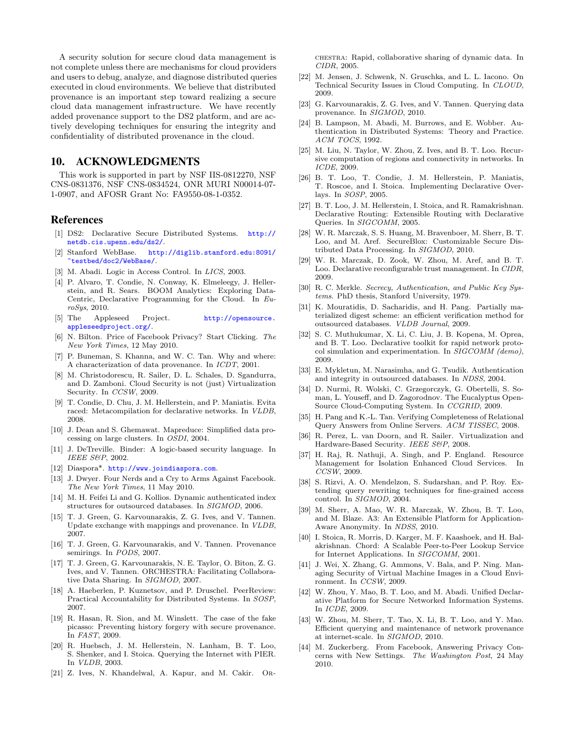A security solution for secure cloud data management is not complete unless there are mechanisms for cloud providers and users to debug, analyze, and diagnose distributed queries executed in cloud environments. We believe that distributed provenance is an important step toward realizing a secure cloud data management infrastructure. We have recently added provenance support to the DS2 platform, and are actively developing techniques for ensuring the integrity and confidentiality of distributed provenance in the cloud.

## 10. ACKNOWLEDGMENTS

This work is supported in part by NSF IIS-0812270, NSF CNS-0831376, NSF CNS-0834524, ONR MURI N00014-07-1-0907, and AFOSR Grant No: FA9550-08-1-0352.

## References

[1] DS2: Declarative Secure Distributed Systems. http://netdb.cis.upenn.edu/ds2/.

[2] Stanford WebBase. http://diglib.stanford.edu:8091/~testbed/doc2/WebBase/.

[3] M. Abadi. Logic in Access Control. In *LICS*, 2003.

[4] P. Alvaro, T. Condie, N. Conway, K. Elmeleegy, J. Hellerstein, and R. Sears. BOOM Analytics: Exploring Data-Centric, Declarative Programming for the Cloud. In *EuroSys*, 2010.

[5] The Appleseed Project. http://opensource.appleseedproject.org/.

[6] N. Bilton. Price of Facebook Privacy? Start Clicking. *The New York Times*, 12 May 2010.

[7] P. Buneman, S. Khanna, and W. C. Tan. Why and where: A characterization of data provenance. In *ICDT*, 2001.

[8] M. Christodorescu, R. Sailer, D. L. Schales, D. Sgandurra, and D. Zamboni. Cloud Security is not (just) Virtualization Security. In *CCSW*, 2009.

[9] T. Condie, D. Chu, J. M. Hellerstein, and P. Maniatis. Evita raced: Metacompilation for declarative networks. In *VLDB*, 2008.

[10] J. Dean and S. Ghemawat. Mapreduce: Simplified data processing on large clusters. In *OSDI*, 2004.

[11] J. DeTreville. Binder: A logic-based security language. In *IEEE S&P*, 2002.

[12] Diaspora*. http://www.joindiaspora.com.

[13] J. Dwyer. Four Nerds and a Cry to Arms Against Facebook. *The New York Times*, 11 May 2010.

[14] M. H. Feifei Li and G. Kollios. Dynamic authenticated index structures for outsourced databases. In *SIGMOD*, 2006.

[15] T. J. Green, G. Karvounarakis, Z. G. Ives, and V. Tannen. Update exchange with mappings and provenance. In *VLDB*, 2007.

[16] T. J. Green, G. Karvounarakis, and V. Tannen. Provenance semirings. In *PODS*, 2007.

[17] T. J. Green, G. Karvounarakis, N. E. Taylor, O. Biton, Z. G. Ives, and V. Tannen. ORCHESTRA: Facilitating Collaborative Data Sharing. In *SIGMOD*, 2007.

[18] A. Haeberlen, P. Kuznetsov, and P. Druschel. PeerReview: Practical Accountability for Distributed Systems. In *SOSP*, 2007.

[19] R. Hasan, R. Sion, and M. Winslett. The case of the fake picasso: Preventing history forgery with secure provenance. In *FAST*, 2009.

[20] R. Huebsch, J. M. Hellerstein, N. Lanham, B. T. Loo, S. Shenker, and I. Stoica. Querying the Internet with PIER. In *VLDB*, 2003.

[21] Z. Ives, N. Khandelwal, A. Kapur, and M. Cakir. ORCHESTRA: Rapid, collaborative sharing of dynamic data. In *CIDR*, 2005.

[22] M. Jensen, J. Schwenk, N. Gruschka, and L. L. Iacono. On Technical Security Issues in Cloud Computing. In *CLOUD*, 2009.

[23] G. Karvounarakis, Z. G. Ives, and V. Tannen. Querying data provenance. In *SIGMOD*, 2010.

[24] B. Lampson, M. Abadi, M. Burrows, and E. Wobber. Authentication in Distributed Systems: Theory and Practice. *ACM TOCS*, 1992.

[25] M. Liu, N. Taylor, W. Zhou, Z. Ives, and B. T. Loo. Recursive computation of regions and connectivity in networks. In *ICDE*, 2009.

[26] B. T. Loo, T. Condie, J. M. Hellerstein, P. Maniatis, T. Roscoe, and I. Stoica. Implementing Declarative Overlays. In *SOSP*, 2005.

[27] B. T. Loo, J. M. Hellerstein, I. Stoica, and R. Ramakrishnan. Declarative Routing: Extensible Routing with Declarative Queries. In *SIGCOMM*, 2005.

[28] W. R. Marczak, S. S. Huang, M. Bravenboer, M. Sherr, B. T. Loo, and M. Aref. SecureBlox: Customizable Secure Distributed Data Processing. In *SIGMOD*, 2010.

[29] W. R. Marczak, D. Zook, W. Zhou, M. Aref, and B. T. Loo. Declarative reconfigurable trust management. In *CIDR*, 2009.

[30] R. C. Merkle. *Secrecy, Authentication, and Public Key Systems*. PhD thesis, Stanford University, 1979.

[31] K. Mouratidis, D. Sacharidis, and H. Pang. Partially materialized digest scheme: an efficient verification method for outsourced databases. *VLDB Journal*, 2009.

[32] S. C. Muthukumar, X. Li, C. Liu, J. B. Kopena, M. Oprea, and B. T. Loo. Declarative toolkit for rapid network protocol simulation and experimentation. In *SIGCOMM (demo)*, 2009.

[33] E. Mykletun, M. Narasimha, and G. Tsudik. Authentication and integrity in outsourced databases. In *NDSS*, 2004.

[34] D. Nurmi, R. Wolski, C. Grzegorczyk, G. Obertelli, S. Soman, L. Youseff, and D. Zagorodnov. The Eucalyptus Open-Source Cloud-Computing System. In *CCGRID*, 2009.

[35] H. Pang and K.-L. Tan. Verifying Completeness of Relational Query Answers from Online Servers. *ACM TISSEC*, 2008.

[36] R. Perez, L. van Doorn, and R. Sailer. Virtualization and Hardware-Based Security. *IEEE S&P*, 2008.

[37] H. Raj, R. Nathuji, A. Singh, and P. England. Resource Management for Isolation Enhanced Cloud Services. In *CCSW*, 2009.

[38] S. Rizvi, A. O. Mendelzon, S. Sudarshan, and P. Roy. Extending query rewriting techniques for fine-grained access control. In *SIGMOD*, 2004.

[39] M. Sherr, A. Mao, W. R. Marczak, W. Zhou, B. T. Loo, and M. Blaze. A3: An Extensible Platform for Application-Aware Anonymity. In *NDSS*, 2010.

[40] I. Stoica, R. Morris, D. Karger, M. F. Kaashoek, and H. Balakrishnan. Chord: A Scalable Peer-to-Peer Lookup Service for Internet Applications. In *SIGCOMM*, 2001.

[41] J. Wei, X. Zhang, G. Ammons, V. Bala, and P. Ning. Managing Security of Virtual Machine Images in a Cloud Environment. In *CCSW*, 2009.

[42] W. Zhou, Y. Mao, B. T. Loo, and M. Abadi. Unified Declarative Platform for Secure Networked Information Systems. In *ICDE*, 2009.

[43] W. Zhou, M. Sherr, T. Tao, X. Li, B. T. Loo, and Y. Mao. Efficient querying and maintenance of network provenance at internet-scale. In *SIGMOD*, 2010.

[44] M. Zuckerberg. From Facebook, Answering Privacy Concerns with New Settings. *The Washington Post*, 24 May 2010.